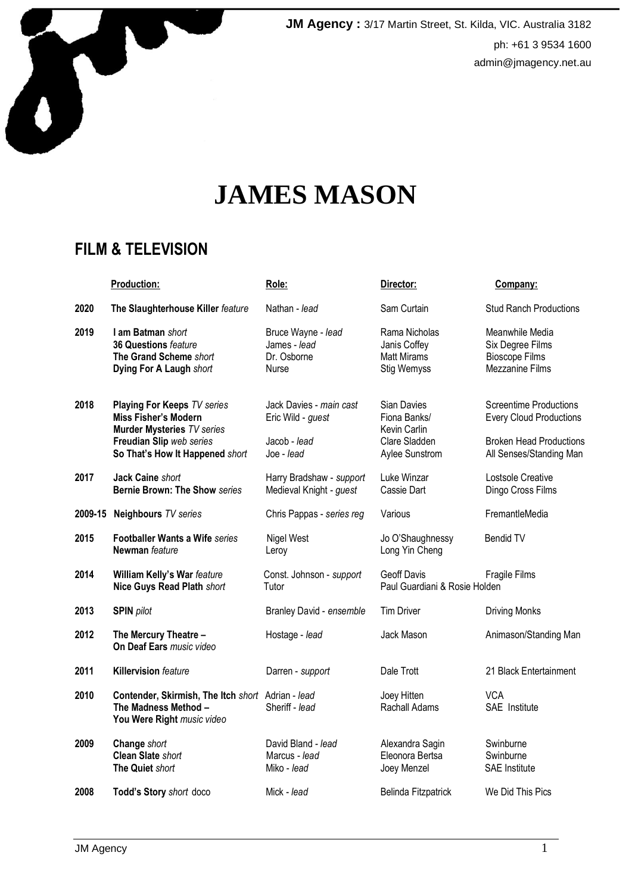**JM Agency :** 3/17 Martin Street, St. Kilda, VIC. Australia 3182

ph: +61 3 9534 1600

admin@jmagency.net.au

# JAMES MASON

## FILM & TELEVISION

| | Production: | Role: | Director: | Company: |
|---|---|---|---|---|
| 2020 | **The Slaughterhouse Killer** *feature* | Nathan - *lead* | Sam Curtain | Stud Ranch Productions |
| 2019 | **I am Batman** *short* | Bruce Wayne - *lead* | Rama Nicholas | Meanwhile Media |
| | **36 Questions** *feature* | James - *lead* | Janis Coffey | Six Degree Films |
| | **The Grand Scheme** *short* | Dr. Osborne | Matt Mirams | Bioscope Films |
| | **Dying For A Laugh** *short* | Nurse | Stig Wemyss | Mezzanine Films |
| 2018 | **Playing For Keeps** *TV series* | Jack Davies - *main cast* | Sian Davies | Screentime Productions |
| | **Miss Fisher's Modern Murder Mysteries** *TV series* | Eric Wild - *guest* | Fiona Banks/ Kevin Carlin | Every Cloud Productions |
| | **Freudian Slip** *web series* | Jacob - *lead* | Clare Sladden | Broken Head Productions |
| | **So That's How It Happened** *short* | Joe - *lead* | Aylee Sunstrom | All Senses/Standing Man |
| 2017 | **Jack Caine** *short* | Harry Bradshaw - *support* | Luke Winzar | Lostsole Creative |
| | **Bernie Brown: The Show** *series* | Medieval Knight - *guest* | Cassie Dart | Dingo Cross Films |
| 2009-15 | **Neighbours** *TV series* | Chris Pappas - *series reg* | Various | FremantleMedia |
| 2015 | **Footballer Wants a Wife** *series* | Nigel West | Jo O'Shaughnessy | Bendid TV |
| | **Newman** *feature* | Leroy | Long Yin Cheng | |
| 2014 | **William Kelly's War** *feature* | Const. Johnson - *support* | Geoff Davis | Fragile Films |
| | **Nice Guys Read Plath** *short* | Tutor | Paul Guardiani & Rosie Holden | |
| 2013 | **SPIN** *pilot* | Branley David - *ensemble* | Tim Driver | Driving Monks |
| 2012 | **The Mercury Theatre – On Deaf Ears** *music video* | Hostage - *lead* | Jack Mason | Animason/Standing Man |
| 2011 | **Killervision** *feature* | Darren - *support* | Dale Trott | 21 Black Entertainment |
| 2010 | **Contender, Skirmish, The Itch** *short* | Adrian - *lead* | Joey Hitten | VCA |
| | **The Madness Method – You Were Right** *music video* | Sheriff - *lead* | Rachall Adams | SAE Institute |
| 2009 | **Change** *short* | David Bland - *lead* | Alexandra Sagin | Swinburne |
| | **Clean Slate** *short* | Marcus - *lead* | Eleonora Bertsa | Swinburne |
| | **The Quiet** *short* | Miko - *lead* | Joey Menzel | SAE Institute |
| 2008 | **Todd's Story** *short* doco | Mick - *lead* | Belinda Fitzpatrick | We Did This Pics |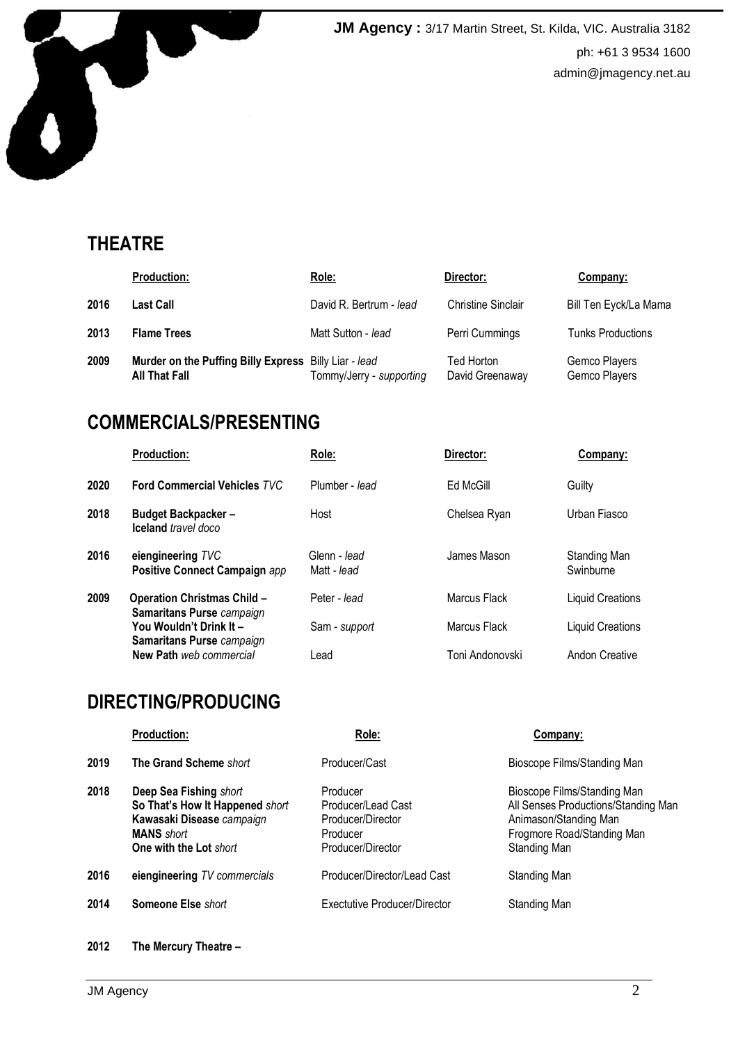**JM Agency :** 3/17 Martin Street, St. Kilda, VIC. Australia 3182
ph: +61 3 9534 1600
admin@jmagency.net.au

## THEATRE

| | **Production:** | **Role:** | **Director:** | **Company:** |
|---|---|---|---|---|
| **2016** | **Last Call** | David R. Bertrum - *lead* | Christine Sinclair | Bill Ten Eyck/La Mama |
| **2013** | **Flame Trees** | Matt Sutton - *lead* | Perri Cummings | Tunks Productions |
| **2009** | **Murder on the Puffing Billy Express** | Billy Liar - *lead* | Ted Horton | Gemco Players |
| | **All That Fall** | Tommy/Jerry - *supporting* | David Greenaway | Gemco Players |

## COMMERCIALS/PRESENTING

| | **Production:** | **Role:** | **Director:** | **Company:** |
|---|---|---|---|---|
| **2020** | **Ford Commercial Vehicles** *TVC* | Plumber - *lead* | Ed McGill | Guilty |
| **2018** | **Budget Backpacker – Iceland** *travel doco* | Host | Chelsea Ryan | Urban Fiasco |
| **2016** | **eiengineering** *TVC* | Glenn - *lead* | James Mason | Standing Man |
| | **Positive Connect Campaign** *app* | Matt - *lead* | | Swinburne |
| **2009** | **Operation Christmas Child – Samaritans Purse** *campaign* | Peter - *lead* | Marcus Flack | Liquid Creations |
| | **You Wouldn't Drink It – Samaritans Purse** *campaign* | Sam - *support* | Marcus Flack | Liquid Creations |
| | **New Path** *web commercial* | Lead | Toni Andonovski | Andon Creative |

## DIRECTING/PRODUCING

| | **Production:** | **Role:** | **Company:** |
|---|---|---|---|
| **2019** | **The Grand Scheme** *short* | Producer/Cast | Bioscope Films/Standing Man |
| **2018** | **Deep Sea Fishing** *short* | Producer | Bioscope Films/Standing Man |
| | **So That's How It Happened** *short* | Producer/Lead Cast | All Senses Productions/Standing Man |
| | **Kawasaki Disease** *campaign* | Producer/Director | Animason/Standing Man |
| | **MANS** *short* | Producer | Frogmore Road/Standing Man |
| | **One with the Lot** *short* | Producer/Director | Standing Man |
| **2016** | **eiengineering** *TV commercials* | Producer/Director/Lead Cast | Standing Man |
| **2014** | **Someone Else** *short* | Exectutive Producer/Director | Standing Man |
| **2012** | **The Mercury Theatre –** | | |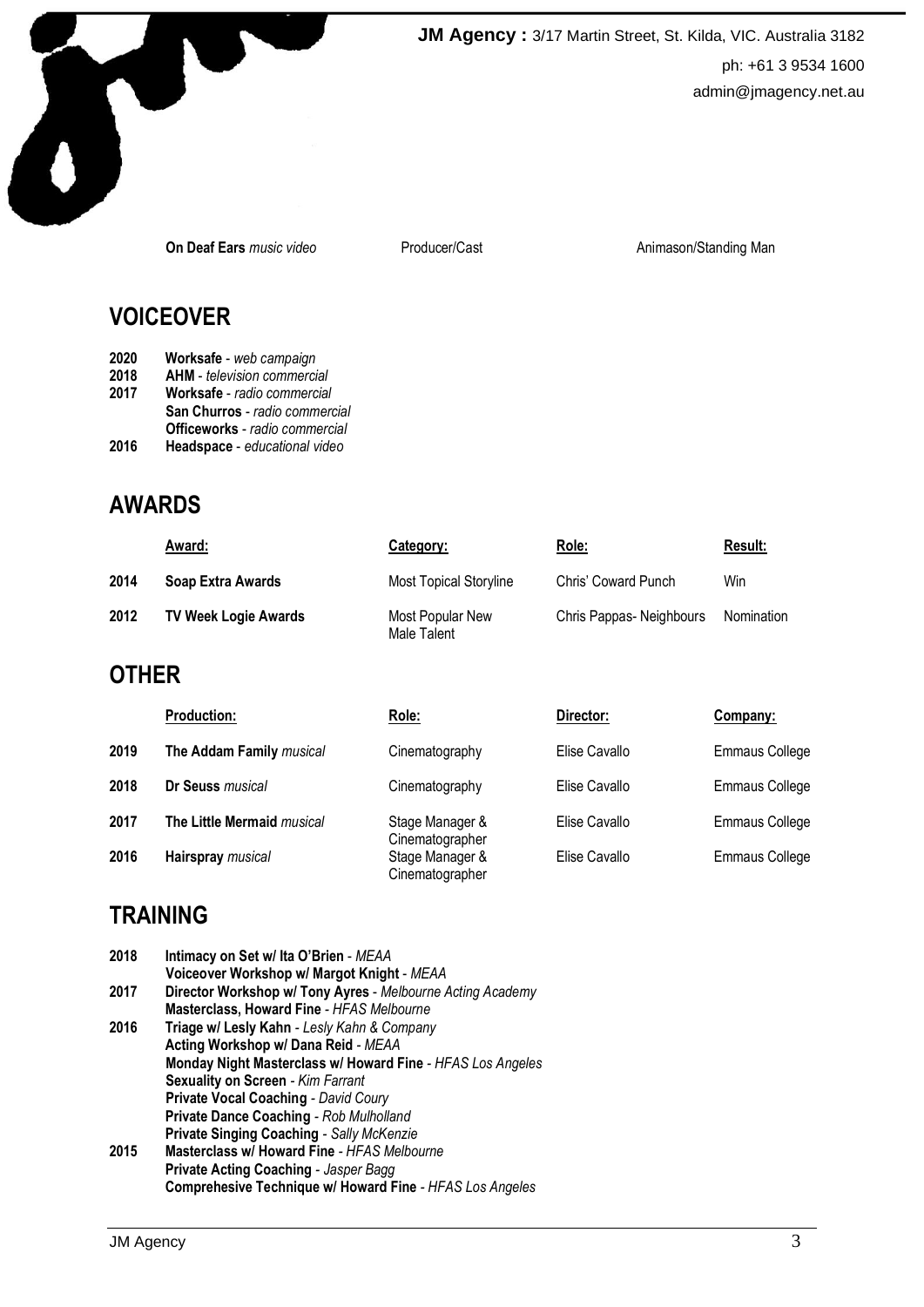**JM Agency :** 3/17 Martin Street, St. Kilda, VIC. Australia 3182
ph: +61 3 9534 1600
admin@jmagency.net.au

| | | |
|---|---|---|
| **On Deaf Ears** *music video* | Producer/Cast | Animason/Standing Man |

## VOICEOVER

**2020** **Worksafe** - *web campaign*
**2018** **AHM** - *television commercial*
**2017** **Worksafe** - *radio commercial*
**San Churros** - *radio commercial*
**Officeworks** - *radio commercial*
**2016** **Headspace** - *educational video*

## AWARDS

| | Award: | Category: | Role: | Result: |
|---|---|---|---|---|
| 2014 | **Soap Extra Awards** | Most Topical Storyline | Chris' Coward Punch | Win |
| 2012 | **TV Week Logie Awards** | Most Popular New Male Talent | Chris Pappas- Neighbours | Nomination |

## OTHER

| | Production: | Role: | Director: | Company: |
|---|---|---|---|---|
| 2019 | **The Addam Family** *musical* | Cinematography | Elise Cavallo | Emmaus College |
| 2018 | **Dr Seuss** *musical* | Cinematography | Elise Cavallo | Emmaus College |
| 2017 | **The Little Mermaid** *musical* | Stage Manager & Cinematographer | Elise Cavallo | Emmaus College |
| 2016 | **Hairspray** *musical* | Stage Manager & Cinematographer | Elise Cavallo | Emmaus College |

## TRAINING

**2018** **Intimacy on Set w/ Ita O'Brien** - *MEAA*
**Voiceover Workshop w/ Margot Knight** - *MEAA*
**2017** **Director Workshop w/ Tony Ayres** - *Melbourne Acting Academy*
**Masterclass, Howard Fine** - *HFAS Melbourne*
**2016** **Triage w/ Lesly Kahn** - *Lesly Kahn & Company*
**Acting Workshop w/ Dana Reid** - *MEAA*
**Monday Night Masterclass w/ Howard Fine** - *HFAS Los Angeles*
**Sexuality on Screen** - *Kim Farrant*
**Private Vocal Coaching** - *David Coury*
**Private Dance Coaching** - *Rob Mulholland*
**Private Singing Coaching** - *Sally McKenzie*
**2015** **Masterclass w/ Howard Fine** - *HFAS Melbourne*
**Private Acting Coaching** - *Jasper Bagg*
**Comprehesive Technique w/ Howard Fine** - *HFAS Los Angeles*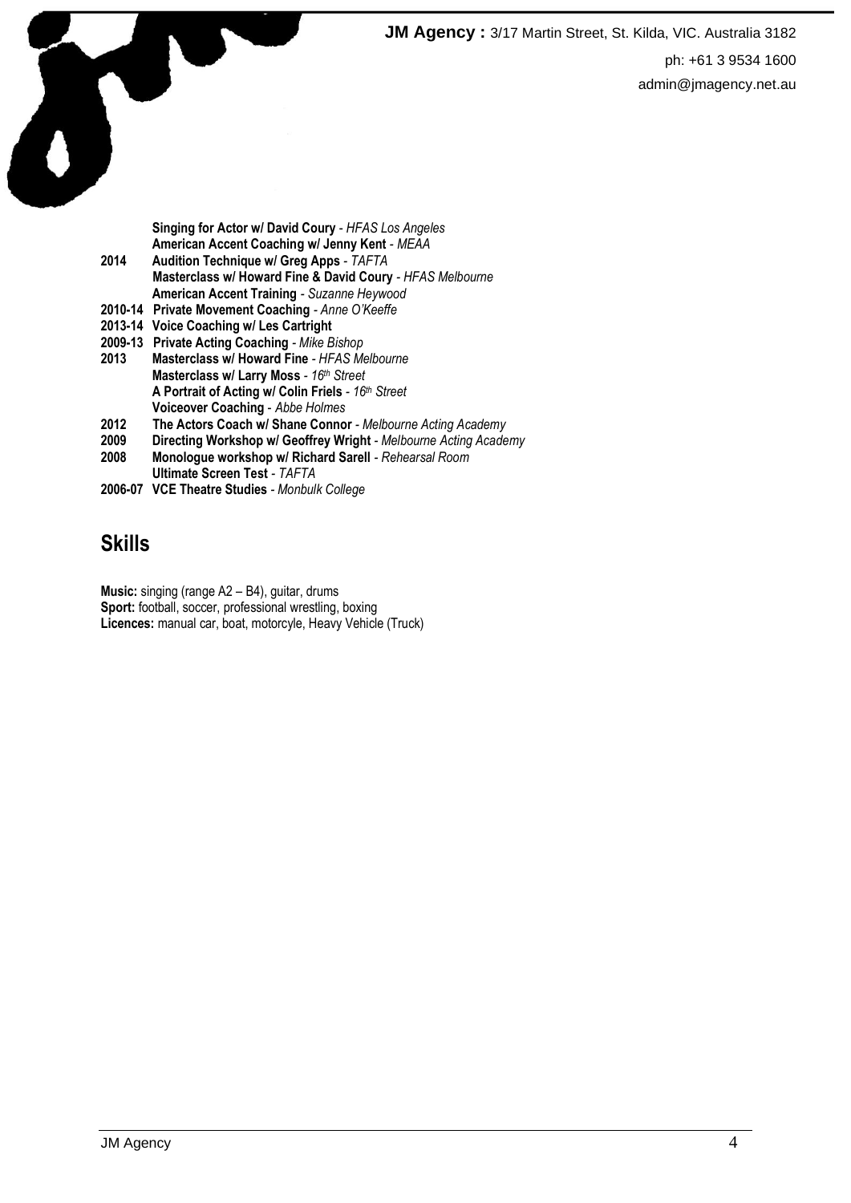**JM Agency :** 3/17 Martin Street, St. Kilda, VIC. Australia 3182
ph: +61 3 9534 1600
admin@jmagency.net.au

| | |
|---|---|
| | **Singing for Actor w/ David Coury** - *HFAS Los Angeles* |
| | **American Accent Coaching w/ Jenny Kent** - *MEAA* |
| **2014** | **Audition Technique w/ Greg Apps** - *TAFTA* |
| | **Masterclass w/ Howard Fine & David Coury** - *HFAS Melbourne* |
| | **American Accent Training** - *Suzanne Heywood* |
| **2010-14** | **Private Movement Coaching** - *Anne O'Keeffe* |
| **2013-14** | **Voice Coaching w/ Les Cartright** |
| **2009-13** | **Private Acting Coaching** - *Mike Bishop* |
| **2013** | **Masterclass w/ Howard Fine** - *HFAS Melbourne* |
| | **Masterclass w/ Larry Moss** - *16th Street* |
| | **A Portrait of Acting w/ Colin Friels** - *16th Street* |
| | **Voiceover Coaching** - *Abbe Holmes* |
| **2012** | **The Actors Coach w/ Shane Connor** - *Melbourne Acting Academy* |
| **2009** | **Directing Workshop w/ Geoffrey Wright** - *Melbourne Acting Academy* |
| **2008** | **Monologue workshop w/ Richard Sarell** - *Rehearsal Room* |
| | **Ultimate Screen Test** - *TAFTA* |
| **2006-07** | **VCE Theatre Studies** - *Monbulk College* |

## Skills

**Music:** singing (range A2 – B4), guitar, drums
**Sport:** football, soccer, professional wrestling, boxing
**Licences:** manual car, boat, motorcyle, Heavy Vehicle (Truck)